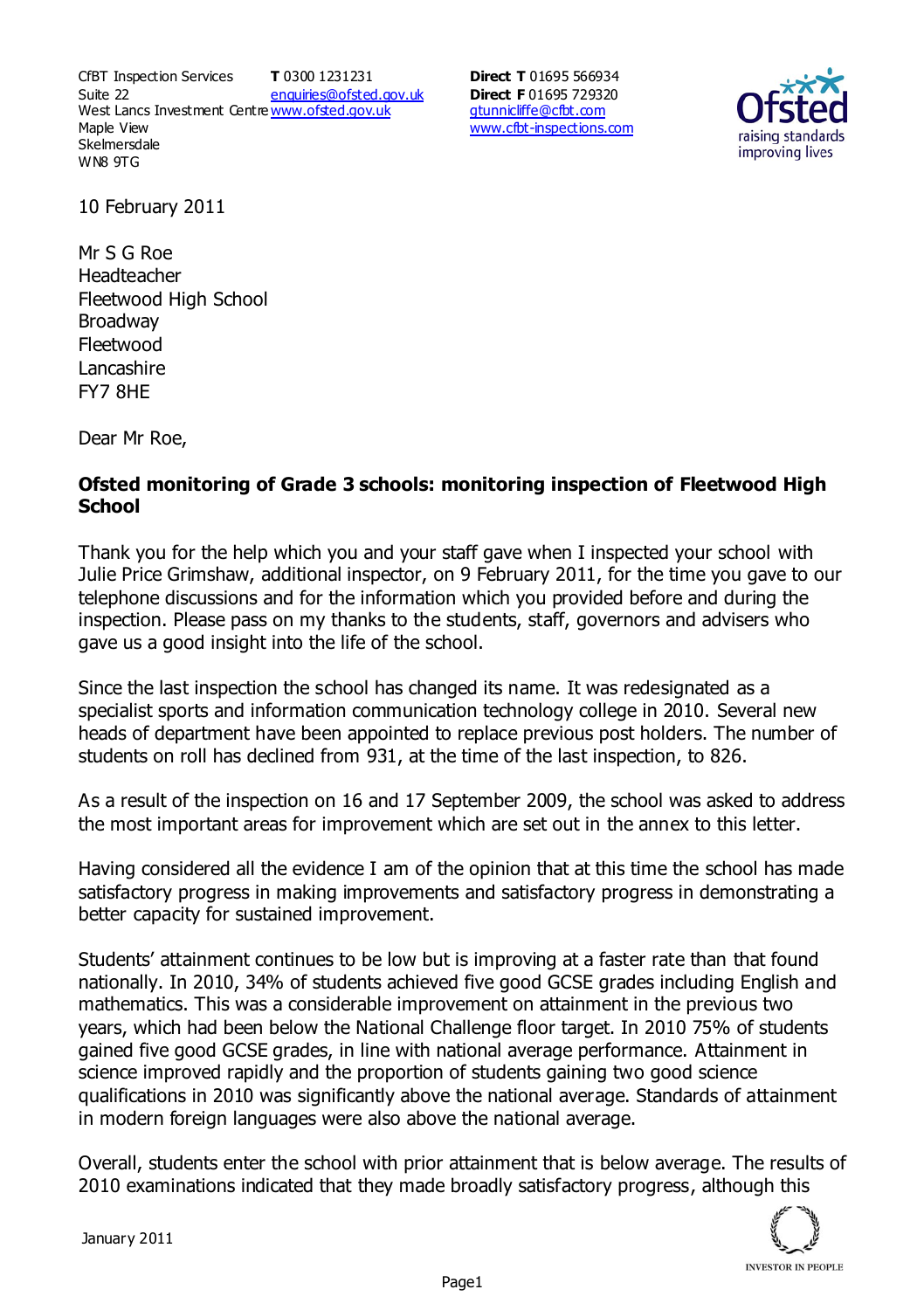CfBT Inspection Services
Suite 22
West Lancs Investment Centre
Maple View
Skelmersdale
WN8 9TG

**T** 0300 1231231
enquiries@ofsted.gov.uk
www.ofsted.gov.uk

**Direct T** 01695 566934
**Direct F** 01695 729320
gtunnicliffe@cfbt.com
www.cfbt-inspections.com

10 February 2011

Mr S G Roe
Headteacher
Fleetwood High School
Broadway
Fleetwood
Lancashire
FY7 8HE

Dear Mr Roe,

**Ofsted monitoring of Grade 3 schools: monitoring inspection of Fleetwood High School**

Thank you for the help which you and your staff gave when I inspected your school with Julie Price Grimshaw, additional inspector, on 9 February 2011, for the time you gave to our telephone discussions and for the information which you provided before and during the inspection. Please pass on my thanks to the students, staff, governors and advisers who gave us a good insight into the life of the school.

Since the last inspection the school has changed its name. It was redesignated as a specialist sports and information communication technology college in 2010. Several new heads of department have been appointed to replace previous post holders. The number of students on roll has declined from 931, at the time of the last inspection, to 826.

As a result of the inspection on 16 and 17 September 2009, the school was asked to address the most important areas for improvement which are set out in the annex to this letter.

Having considered all the evidence I am of the opinion that at this time the school has made satisfactory progress in making improvements and satisfactory progress in demonstrating a better capacity for sustained improvement.

Students' attainment continues to be low but is improving at a faster rate than that found nationally. In 2010, 34% of students achieved five good GCSE grades including English and mathematics. This was a considerable improvement on attainment in the previous two years, which had been below the National Challenge floor target. In 2010 75% of students gained five good GCSE grades, in line with national average performance. Attainment in science improved rapidly and the proportion of students gaining two good science qualifications in 2010 was significantly above the national average. Standards of attainment in modern foreign languages were also above the national average.

Overall, students enter the school with prior attainment that is below average. The results of 2010 examinations indicated that they made broadly satisfactory progress, although this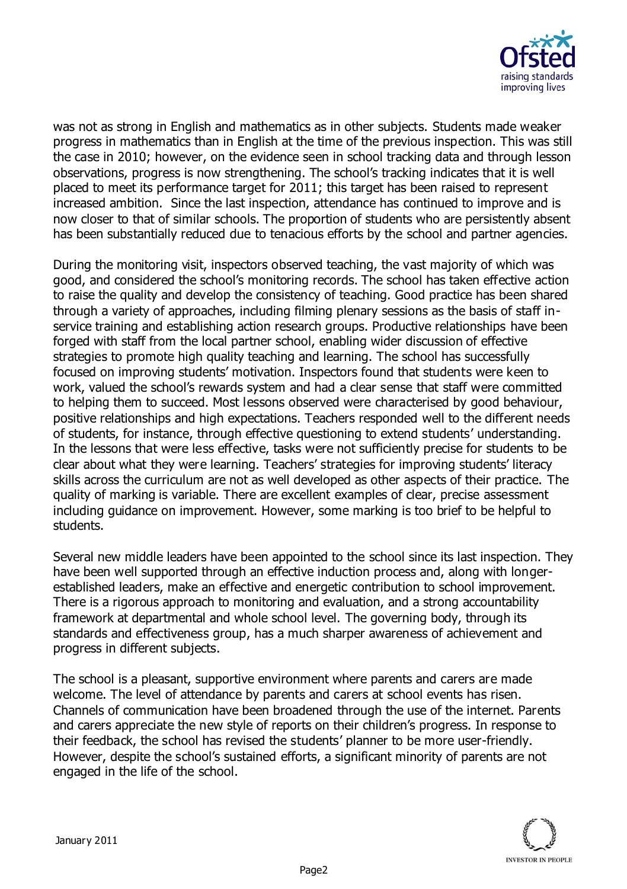was not as strong in English and mathematics as in other subjects. Students made weaker progress in mathematics than in English at the time of the previous inspection. This was still the case in 2010; however, on the evidence seen in school tracking data and through lesson observations, progress is now strengthening. The school's tracking indicates that it is well placed to meet its performance target for 2011; this target has been raised to represent increased ambition. Since the last inspection, attendance has continued to improve and is now closer to that of similar schools. The proportion of students who are persistently absent has been substantially reduced due to tenacious efforts by the school and partner agencies.

During the monitoring visit, inspectors observed teaching, the vast majority of which was good, and considered the school's monitoring records. The school has taken effective action to raise the quality and develop the consistency of teaching. Good practice has been shared through a variety of approaches, including filming plenary sessions as the basis of staff in-service training and establishing action research groups. Productive relationships have been forged with staff from the local partner school, enabling wider discussion of effective strategies to promote high quality teaching and learning. The school has successfully focused on improving students' motivation. Inspectors found that students were keen to work, valued the school's rewards system and had a clear sense that staff were committed to helping them to succeed. Most lessons observed were characterised by good behaviour, positive relationships and high expectations. Teachers responded well to the different needs of students, for instance, through effective questioning to extend students' understanding. In the lessons that were less effective, tasks were not sufficiently precise for students to be clear about what they were learning. Teachers' strategies for improving students' literacy skills across the curriculum are not as well developed as other aspects of their practice. The quality of marking is variable. There are excellent examples of clear, precise assessment including guidance on improvement. However, some marking is too brief to be helpful to students.

Several new middle leaders have been appointed to the school since its last inspection. They have been well supported through an effective induction process and, along with longer-established leaders, make an effective and energetic contribution to school improvement. There is a rigorous approach to monitoring and evaluation, and a strong accountability framework at departmental and whole school level. The governing body, through its standards and effectiveness group, has a much sharper awareness of achievement and progress in different subjects.

The school is a pleasant, supportive environment where parents and carers are made welcome. The level of attendance by parents and carers at school events has risen. Channels of communication have been broadened through the use of the internet. Parents and carers appreciate the new style of reports on their children's progress. In response to their feedback, the school has revised the students' planner to be more user-friendly. However, despite the school's sustained efforts, a significant minority of parents are not engaged in the life of the school.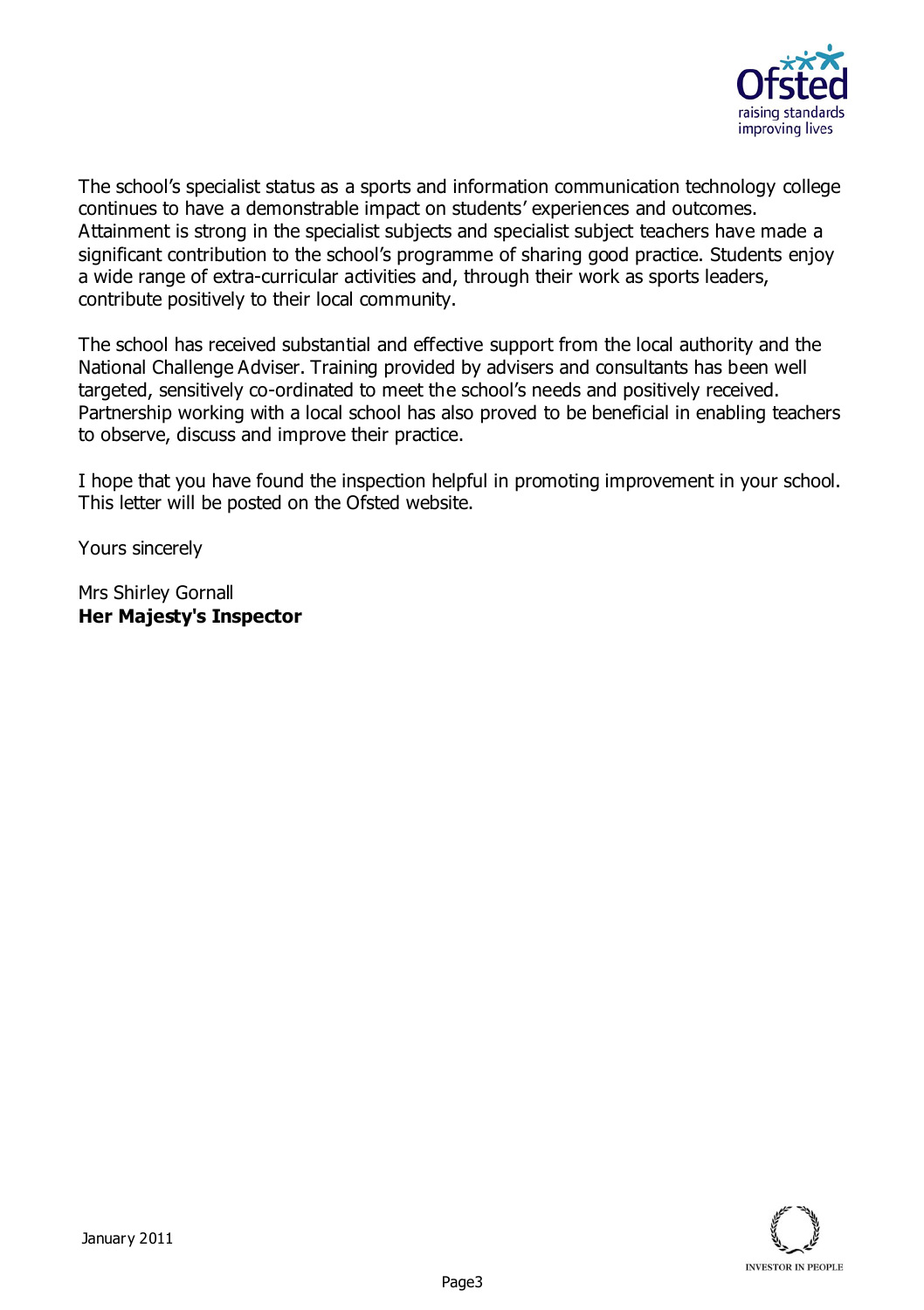The school's specialist status as a sports and information communication technology college continues to have a demonstrable impact on students' experiences and outcomes. Attainment is strong in the specialist subjects and specialist subject teachers have made a significant contribution to the school's programme of sharing good practice. Students enjoy a wide range of extra-curricular activities and, through their work as sports leaders, contribute positively to their local community.

The school has received substantial and effective support from the local authority and the National Challenge Adviser. Training provided by advisers and consultants has been well targeted, sensitively co-ordinated to meet the school's needs and positively received. Partnership working with a local school has also proved to be beneficial in enabling teachers to observe, discuss and improve their practice.

I hope that you have found the inspection helpful in promoting improvement in your school. This letter will be posted on the Ofsted website.

Yours sincerely

Mrs Shirley Gornall
**Her Majesty's Inspector**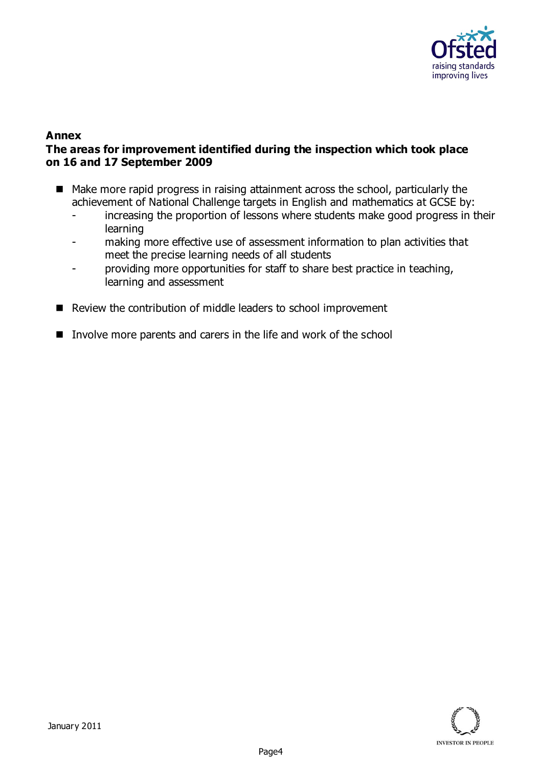**Annex**

**The areas for improvement identified during the inspection which took place on 16 and 17 September 2009**

- Make more rapid progress in raising attainment across the school, particularly the achievement of National Challenge targets in English and mathematics at GCSE by:
  - increasing the proportion of lessons where students make good progress in their learning
  - making more effective use of assessment information to plan activities that meet the precise learning needs of all students
  - providing more opportunities for staff to share best practice in teaching, learning and assessment
- Review the contribution of middle leaders to school improvement
- Involve more parents and carers in the life and work of the school